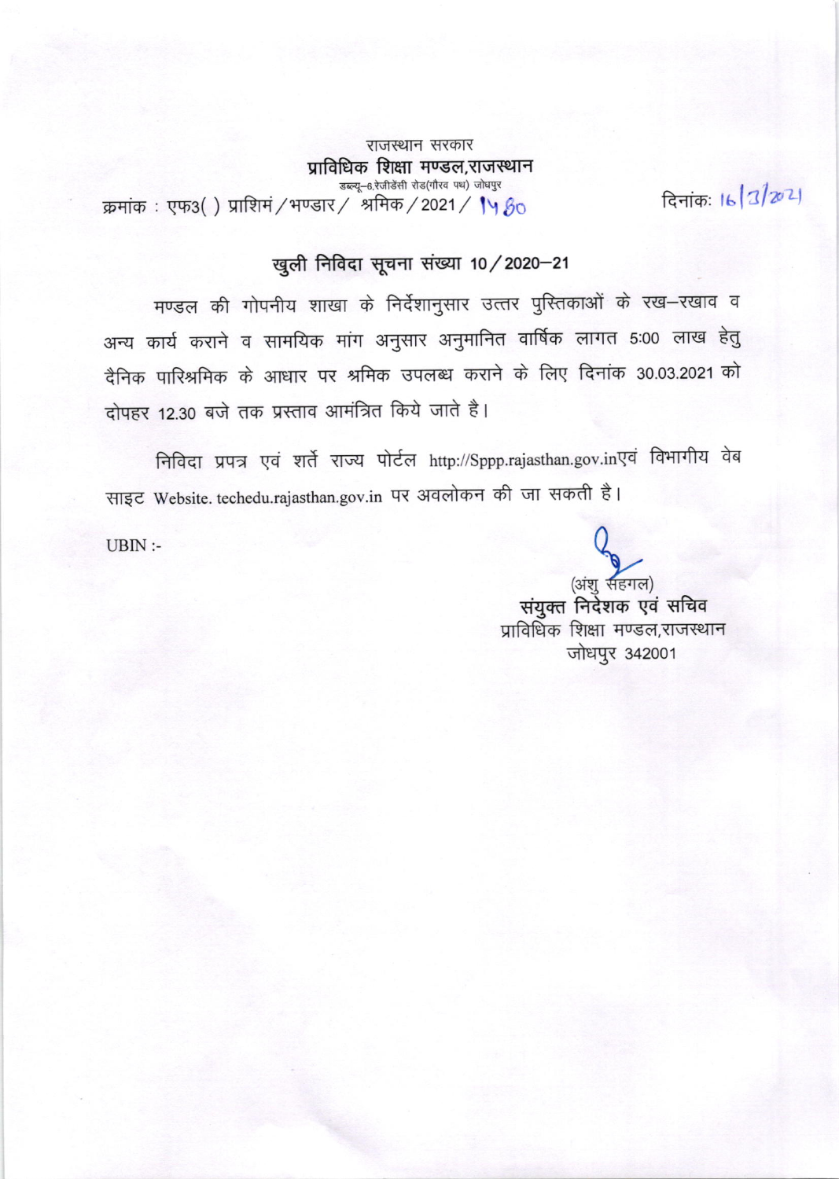राजस्थान सरकार

**प्राविधिक शिक्षा मण्डल,राजस्थान**

डब्ल्यू–6,रेजीडेंसी रोड(गौरव पथ) जोधपुर

क्रमांक : एफ3( ) प्राशिमं/भण्डार/ श्रमिक/2021/ 1480 दिनांकः 16/3/2021

## खुली निविदा सूचना संख्या 10/2020–21

मण्डल की गोपनीय शाखा के निर्देशानुसार उत्तर पुस्तिकाओं के रख–रखाव व अन्य कार्य कराने व सामयिक मांग अनुसार अनुमानित वार्षिक लागत 5:00 लाख हेतु दैनिक पारिश्रमिक के आधार पर श्रमिक उपलब्ध कराने के लिए दिनांक 30.03.2021 को दोपहर 12.30 बजे तक प्रस्ताव आमंत्रित किये जाते है।

निविदा प्रपत्र एवं शर्ते राज्य पोर्टल http://Sppp.rajasthan.gov.inएवं विभागीय वेब साइट Website. techedu.rajasthan.gov.in पर अवलोकन की जा सकती है।

UBIN :-

(अंशु सहगल)

**संयुक्त निदेशक एवं सचिव**

प्राविधिक शिक्षा मण्डल,राजस्थान

जोधपुर 342001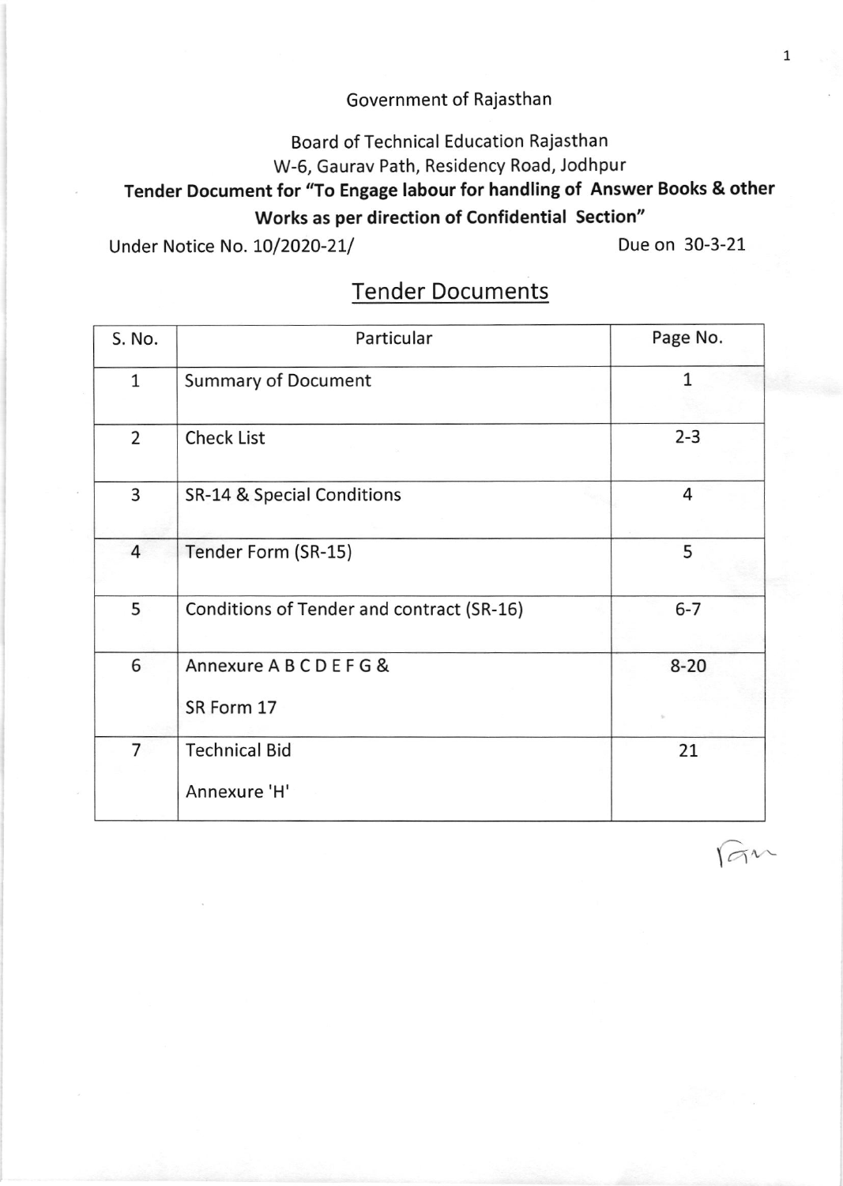Government of Rajasthan

Board of Technical Education Rajasthan

W-6, Gaurav Path, Residency Road, Jodhpur

**Tender Document for "To Engage labour for handling of Answer Books & other Works as per direction of Confidential Section"**

Under Notice No. 10/2020-21/ Due on 30-3-21

## Tender Documents

| S. No. | Particular | Page No. |
|---|---|---|
| 1 | Summary of Document | 1 |
| 2 | Check List | 2-3 |
| 3 | SR-14 & Special Conditions | 4 |
| 4 | Tender Form (SR-15) | 5 |
| 5 | Conditions of Tender and contract (SR-16) | 6-7 |
| 6 | Annexure A B C D E F G & SR Form 17 | 8-20 |
| 7 | Technical Bid Annexure 'H' | 21 |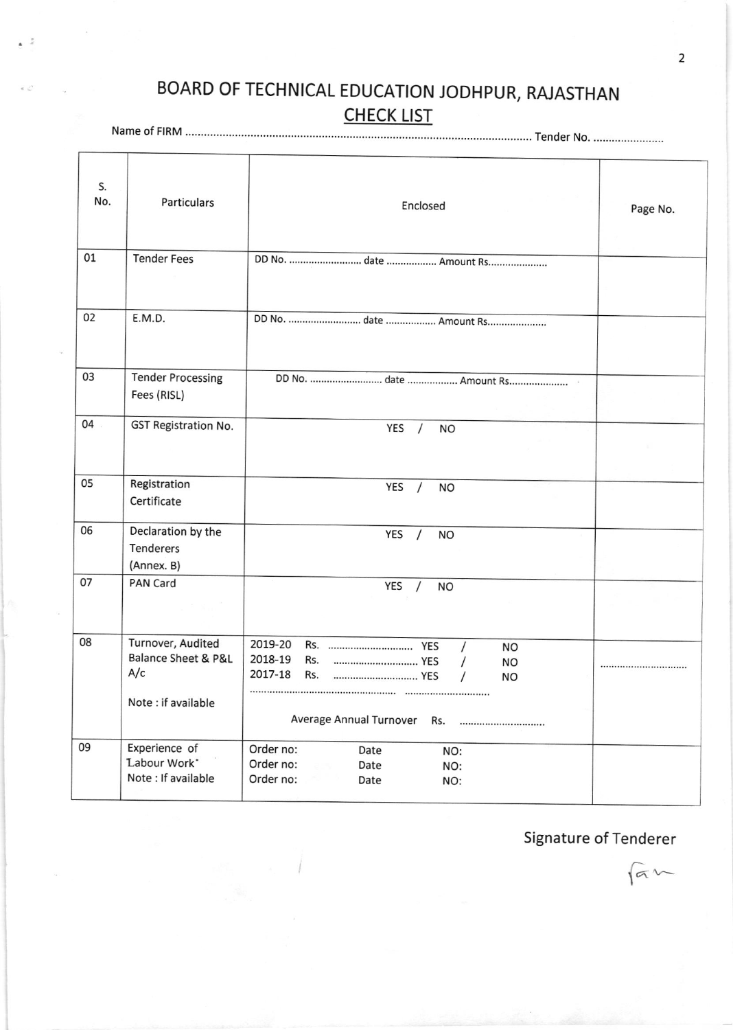# BOARD OF TECHNICAL EDUCATION JODHPUR, RAJASTHAN

## CHECK LIST

Name of FIRM .............................................................................................................. Tender No. .......................

| S. No. | Particulars | Enclosed | Page No. |
|---|---|---|---|
| 01 | Tender Fees | DD No. .......................... date ................. Amount Rs..................... | |
| 02 | E.M.D. | DD No. .......................... date ................. Amount Rs..................... | |
| 03 | Tender Processing Fees (RISL) | DD No. .......................... date ................. Amount Rs..................... | |
| 04 | GST Registration No. | YES / NO | |
| 05 | Registration Certificate | YES / NO | |
| 06 | Declaration by the Tenderers (Annex. B) | YES / NO | |
| 07 | PAN Card | YES / NO | |
| 08 | Turnover, Audited Balance Sheet & P&L A/c<br><br>Note : if available | 2019-20 Rs. .............................. YES / NO<br>2018-19 Rs. .............................. YES / NO<br>2017-18 Rs. .............................. YES / NO<br>.................................................... ..............................<br><br>Average Annual Turnover Rs. .............................. | .............................. |
| 09 | Experience of Labour Work*<br>Note : If available | Order no: Date NO:<br>Order no: Date NO:<br>Order no: Date NO: | |

Signature of Tenderer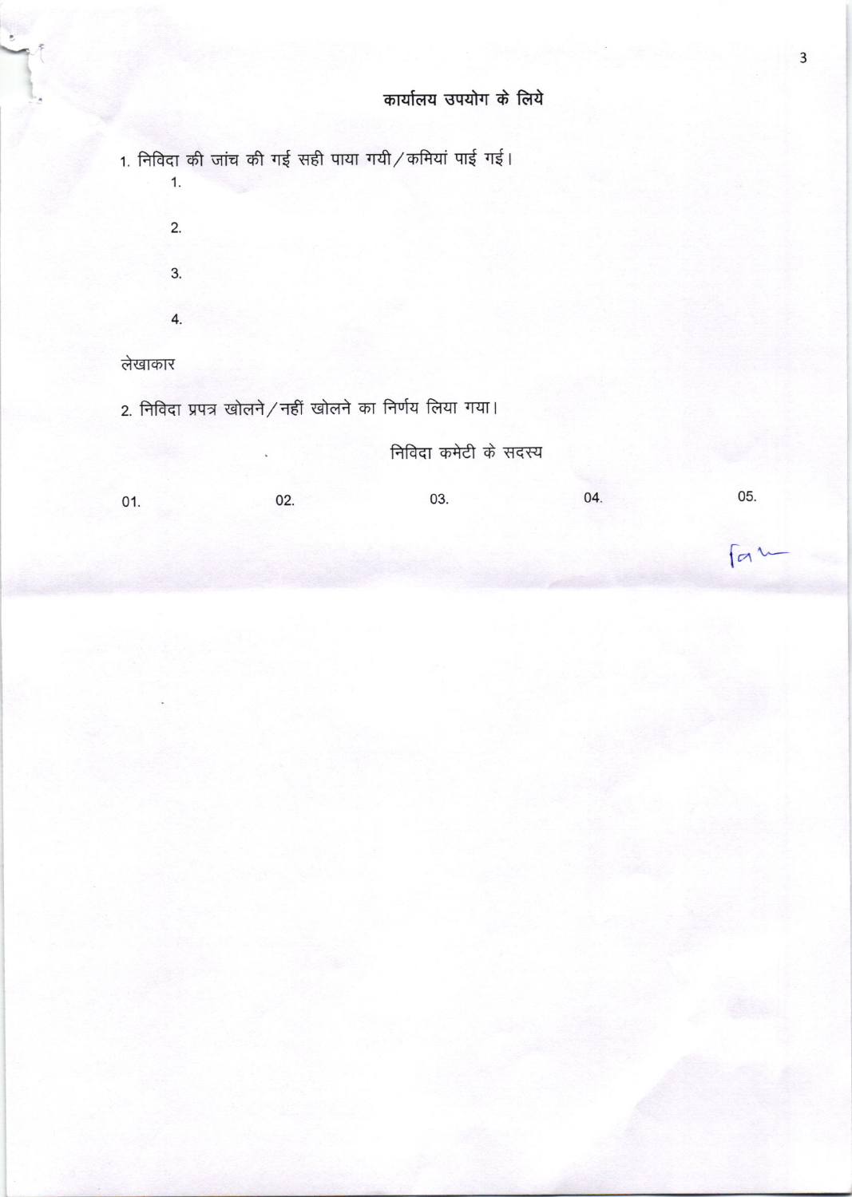## कार्यालय उपयोग के लिये

1. निविदा की जांच की गई सही पाया गयी/कमियां पाई गई।

    1.

    2.

    3.

    4.

लेखाकार

2. निविदा प्रपत्र खोलने/नहीं खोलने का निर्णय लिया गया।

निविदा कमेटी के सदस्य

01. 02. 03. 04. 05.